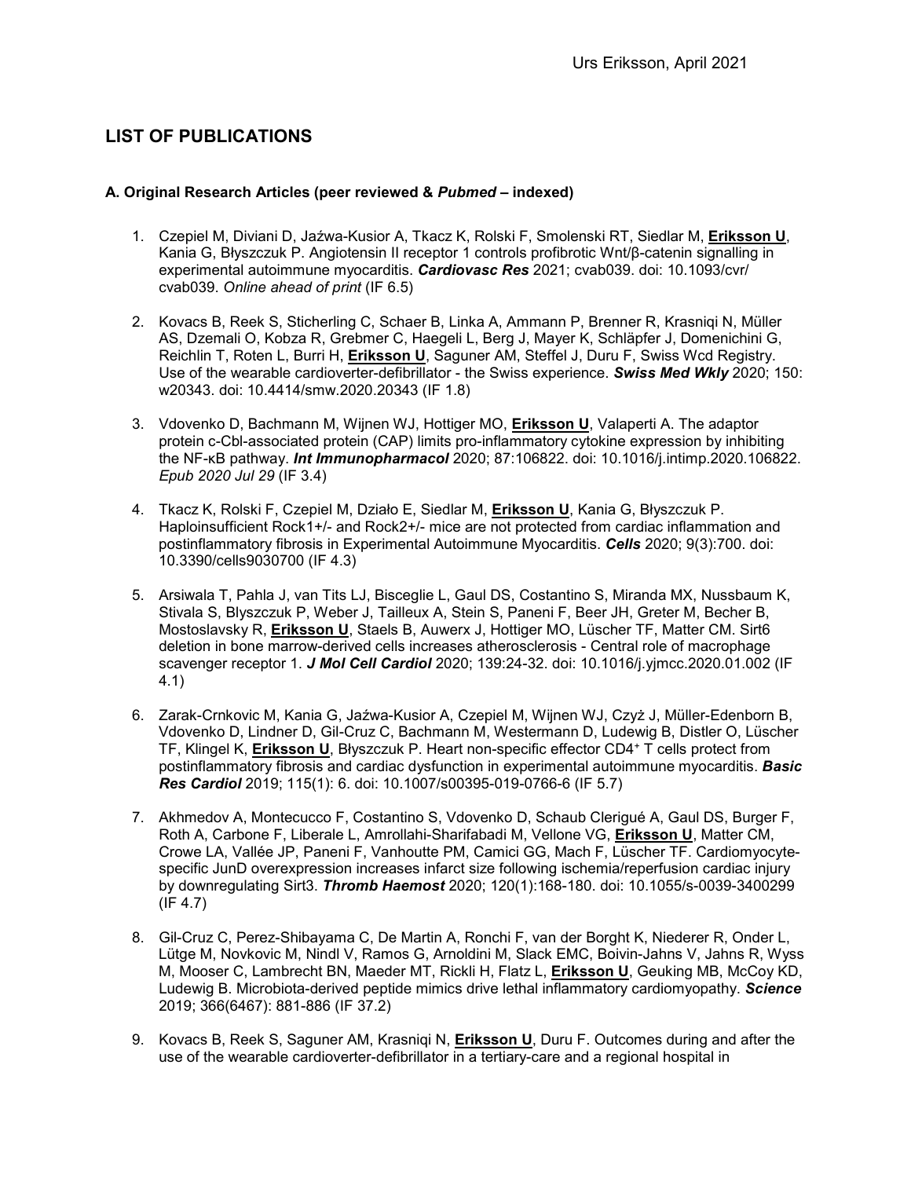## LIST OF PUBLICATIONS

### A. Original Research Articles (peer reviewed & *Pubmed* – indexed)

1. Czepiel M, Diviani D, Jaźwa-Kusior A, Tkacz K, Rolski F, Smolenski RT, Siedlar M, **Eriksson U**, Kania G, Błyszczuk P. Angiotensin II receptor 1 controls profibrotic Wnt/β-catenin signalling in experimental autoimmune myocarditis. ***Cardiovasc Res*** 2021; cvab039. doi: 10.1093/cvr/ cvab039. *Online ahead of print* (IF 6.5)

2. Kovacs B, Reek S, Sticherling C, Schaer B, Linka A, Ammann P, Brenner R, Krasniqi N, Müller AS, Dzemali O, Kobza R, Grebmer C, Haegeli L, Berg J, Mayer K, Schläpfer J, Domenichini G, Reichlin T, Roten L, Burri H, **Eriksson U**, Saguner AM, Steffel J, Duru F, Swiss Wcd Registry. Use of the wearable cardioverter-defibrillator - the Swiss experience. ***Swiss Med Wkly*** 2020; 150: w20343. doi: 10.4414/smw.2020.20343 (IF 1.8)

3. Vdovenko D, Bachmann M, Wijnen WJ, Hottiger MO, **Eriksson U**, Valaperti A. The adaptor protein c-Cbl-associated protein (CAP) limits pro-inflammatory cytokine expression by inhibiting the NF-κB pathway. ***Int Immunopharmacol*** 2020; 87:106822. doi: 10.1016/j.intimp.2020.106822. *Epub 2020 Jul 29* (IF 3.4)

4. Tkacz K, Rolski F, Czepiel M, Działo E, Siedlar M, **Eriksson U**, Kania G, Błyszczuk P. Haploinsufficient Rock1+/- and Rock2+/- mice are not protected from cardiac inflammation and postinflammatory fibrosis in Experimental Autoimmune Myocarditis. ***Cells*** 2020; 9(3):700. doi: 10.3390/cells9030700 (IF 4.3)

5. Arsiwala T, Pahla J, van Tits LJ, Bisceglie L, Gaul DS, Costantino S, Miranda MX, Nussbaum K, Stivala S, Blyszczuk P, Weber J, Tailleux A, Stein S, Paneni F, Beer JH, Greter M, Becher B, Mostoslavsky R, **Eriksson U**, Staels B, Auwerx J, Hottiger MO, Lüscher TF, Matter CM. Sirt6 deletion in bone marrow-derived cells increases atherosclerosis - Central role of macrophage scavenger receptor 1. ***J Mol Cell Cardiol*** 2020; 139:24-32. doi: 10.1016/j.yjmcc.2020.01.002 (IF 4.1)

6. Zarak-Crnkovic M, Kania G, Jaźwa-Kusior A, Czepiel M, Wijnen WJ, Czyż J, Müller-Edenborn B, Vdovenko D, Lindner D, Gil-Cruz C, Bachmann M, Westermann D, Ludewig B, Distler O, Lüscher TF, Klingel K, **Eriksson U**, Błyszczuk P. Heart non-specific effector $CD4^+$ T cells protect from postinflammatory fibrosis and cardiac dysfunction in experimental autoimmune myocarditis. ***Basic Res Cardiol*** 2019; 115(1): 6. doi: 10.1007/s00395-019-0766-6 (IF 5.7)

7. Akhmedov A, Montecucco F, Costantino S, Vdovenko D, Schaub Clerigué A, Gaul DS, Burger F, Roth A, Carbone F, Liberale L, Amrollahi-Sharifabadi M, Vellone VG, **Eriksson U**, Matter CM, Crowe LA, Vallée JP, Paneni F, Vanhoutte PM, Camici GG, Mach F, Lüscher TF. Cardiomyocyte-specific JunD overexpression increases infarct size following ischemia/reperfusion cardiac injury by downregulating Sirt3. ***Thromb Haemost*** 2020; 120(1):168-180. doi: 10.1055/s-0039-3400299 (IF 4.7)

8. Gil-Cruz C, Perez-Shibayama C, De Martin A, Ronchi F, van der Borght K, Niederer R, Onder L, Lütge M, Novkovic M, Nindl V, Ramos G, Arnoldini M, Slack EMC, Boivin-Jahns V, Jahns R, Wyss M, Mooser C, Lambrecht BN, Maeder MT, Rickli H, Flatz L, **Eriksson U**, Geuking MB, McCoy KD, Ludewig B. Microbiota-derived peptide mimics drive lethal inflammatory cardiomyopathy. ***Science*** 2019; 366(6467): 881-886 (IF 37.2)

9. Kovacs B, Reek S, Saguner AM, Krasniqi N, **Eriksson U**, Duru F. Outcomes during and after the use of the wearable cardioverter-defibrillator in a tertiary-care and a regional hospital in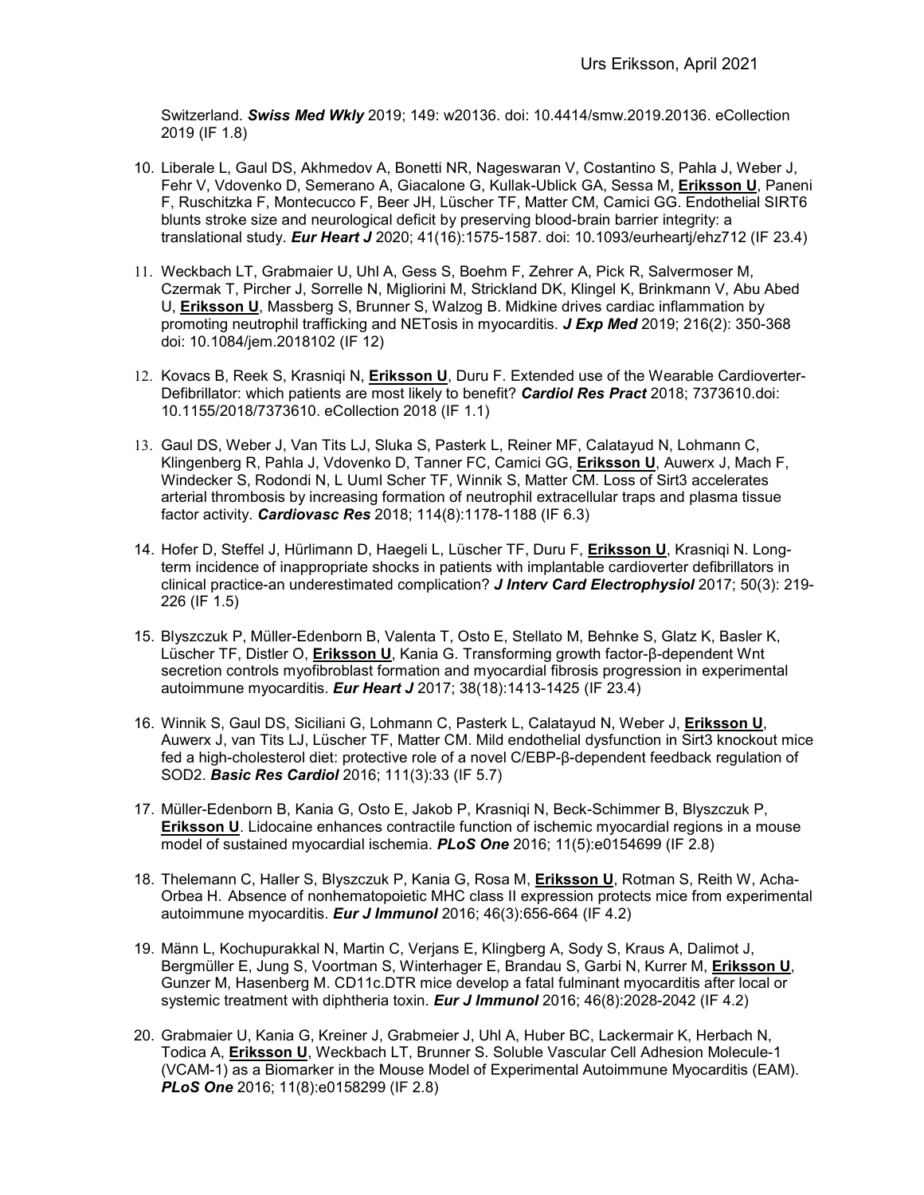Switzerland. ***Swiss Med Wkly*** 2019; 149: w20136. doi: 10.4414/smw.2019.20136. eCollection 2019 (IF 1.8)

10. Liberale L, Gaul DS, Akhmedov A, Bonetti NR, Nageswaran V, Costantino S, Pahla J, Weber J, Fehr V, Vdovenko D, Semerano A, Giacalone G, Kullak-Ublick GA, Sessa M, **Eriksson U**, Paneni F, Ruschitzka F, Montecucco F, Beer JH, Lüscher TF, Matter CM, Camici GG. Endothelial SIRT6 blunts stroke size and neurological deficit by preserving blood-brain barrier integrity: a translational study. ***Eur Heart J*** 2020; 41(16):1575-1587. doi: 10.1093/eurheartj/ehz712 (IF 23.4)

11. Weckbach LT, Grabmaier U, Uhl A, Gess S, Boehm F, Zehrer A, Pick R, Salvermoser M, Czermak T, Pircher J, Sorrelle N, Migliorini M, Strickland DK, Klingel K, Brinkmann V, Abu Abed U, **Eriksson U**, Massberg S, Brunner S, Walzog B. Midkine drives cardiac inflammation by promoting neutrophil trafficking and NETosis in myocarditis. ***J Exp Med*** 2019; 216(2): 350-368 doi: 10.1084/jem.2018102 (IF 12)

12. Kovacs B, Reek S, Krasniqi N, **Eriksson U**, Duru F. Extended use of the Wearable Cardioverter-Defibrillator: which patients are most likely to benefit? ***Cardiol Res Pract*** 2018; 7373610.doi: 10.1155/2018/7373610. eCollection 2018 (IF 1.1)

13. Gaul DS, Weber J, Van Tits LJ, Sluka S, Pasterk L, Reiner MF, Calatayud N, Lohmann C, Klingenberg R, Pahla J, Vdovenko D, Tanner FC, Camici GG, **Eriksson U**, Auwerx J, Mach F, Windecker S, Rodondi N, L Uuml Scher TF, Winnik S, Matter CM. Loss of Sirt3 accelerates arterial thrombosis by increasing formation of neutrophil extracellular traps and plasma tissue factor activity. ***Cardiovasc Res*** 2018; 114(8):1178-1188 (IF 6.3)

14. Hofer D, Steffel J, Hürlimann D, Haegeli L, Lüscher TF, Duru F, **Eriksson U**, Krasniqi N. Long-term incidence of inappropriate shocks in patients with implantable cardioverter defibrillators in clinical practice-an underestimated complication? ***J Interv Card Electrophysiol*** 2017; 50(3): 219-226 (IF 1.5)

15. Blyszczuk P, Müller-Edenborn B, Valenta T, Osto E, Stellato M, Behnke S, Glatz K, Basler K, Lüscher TF, Distler O, **Eriksson U**, Kania G. Transforming growth factor-β-dependent Wnt secretion controls myofibroblast formation and myocardial fibrosis progression in experimental autoimmune myocarditis. ***Eur Heart J*** 2017; 38(18):1413-1425 (IF 23.4)

16. Winnik S, Gaul DS, Siciliani G, Lohmann C, Pasterk L, Calatayud N, Weber J, **Eriksson U**, Auwerx J, van Tits LJ, Lüscher TF, Matter CM. Mild endothelial dysfunction in Sirt3 knockout mice fed a high-cholesterol diet: protective role of a novel C/EBP-β-dependent feedback regulation of SOD2. ***Basic Res Cardiol*** 2016; 111(3):33 (IF 5.7)

17. Müller-Edenborn B, Kania G, Osto E, Jakob P, Krasniqi N, Beck-Schimmer B, Blyszczuk P, **Eriksson U**. Lidocaine enhances contractile function of ischemic myocardial regions in a mouse model of sustained myocardial ischemia. ***PLoS One*** 2016; 11(5):e0154699 (IF 2.8)

18. Thelemann C, Haller S, Blyszczuk P, Kania G, Rosa M, **Eriksson U**, Rotman S, Reith W, Acha-Orbea H. Absence of nonhematopoietic MHC class II expression protects mice from experimental autoimmune myocarditis. ***Eur J Immunol*** 2016; 46(3):656-664 (IF 4.2)

19. Männ L, Kochupurakkal N, Martin C, Verjans E, Klingberg A, Sody S, Kraus A, Dalimot J, Bergmüller E, Jung S, Voortman S, Winterhager E, Brandau S, Garbi N, Kurrer M, **Eriksson U**, Gunzer M, Hasenberg M. CD11c.DTR mice develop a fatal fulminant myocarditis after local or systemic treatment with diphtheria toxin. ***Eur J Immunol*** 2016; 46(8):2028-2042 (IF 4.2)

20. Grabmaier U, Kania G, Kreiner J, Grabmeier J, Uhl A, Huber BC, Lackermair K, Herbach N, Todica A, **Eriksson U**, Weckbach LT, Brunner S. Soluble Vascular Cell Adhesion Molecule-1 (VCAM-1) as a Biomarker in the Mouse Model of Experimental Autoimmune Myocarditis (EAM). ***PLoS One*** 2016; 11(8):e0158299 (IF 2.8)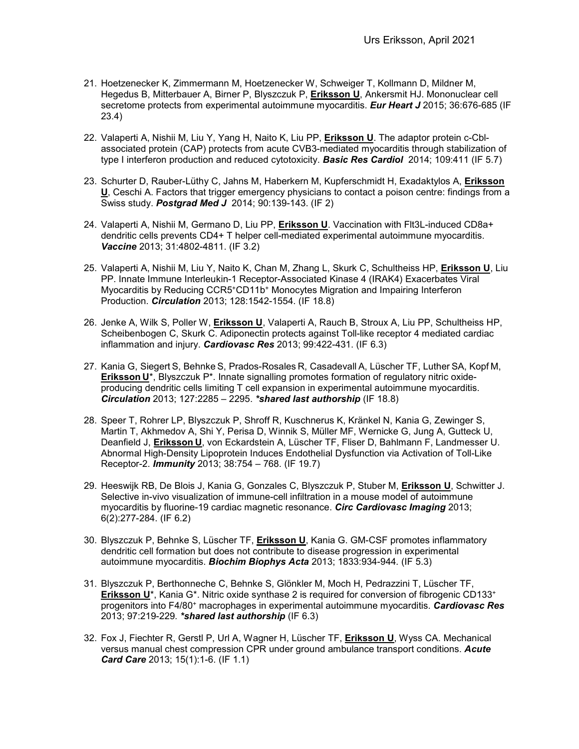21. Hoetzenecker K, Zimmermann M, Hoetzenecker W, Schweiger T, Kollmann D, Mildner M, Hegedus B, Mitterbauer A, Birner P, Blyszczuk P, **Eriksson U**, Ankersmit HJ. Mononuclear cell secretome protects from experimental autoimmune myocarditis. ***Eur Heart J*** 2015; 36:676-685 (IF 23.4)

22. Valaperti A, Nishii M, Liu Y, Yang H, Naito K, Liu PP, **Eriksson U**. The adaptor protein c-Cbl-associated protein (CAP) protects from acute CVB3-mediated myocarditis through stabilization of type I interferon production and reduced cytotoxicity. ***Basic Res Cardiol*** 2014; 109:411 (IF 5.7)

23. Schurter D, Rauber-Lüthy C, Jahns M, Haberkern M, Kupferschmidt H, Exadaktylos A, **Eriksson U**, Ceschi A. Factors that trigger emergency physicians to contact a poison centre: findings from a Swiss study. ***Postgrad Med J*** 2014; 90:139-143. (IF 2)

24. Valaperti A, Nishii M, Germano D, Liu PP, **Eriksson U**. Vaccination with Flt3L-induced CD8a+ dendritic cells prevents CD4+ T helper cell-mediated experimental autoimmune myocarditis. ***Vaccine*** 2013; 31:4802-4811. (IF 3.2)

25. Valaperti A, Nishii M, Liu Y, Naito K, Chan M, Zhang L, Skurk C, Schultheiss HP, **Eriksson U**, Liu PP. Innate Immune Interleukin-1 Receptor-Associated Kinase 4 (IRAK4) Exacerbates Viral Myocarditis by Reducing CCR5$^{+}$CD11b$^{+}$ Monocytes Migration and Impairing Interferon Production. ***Circulation*** 2013; 128:1542-1554. (IF 18.8)

26. Jenke A, Wilk S, Poller W, **Eriksson U**, Valaperti A, Rauch B, Stroux A, Liu PP, Schultheiss HP, Scheibenbogen C, Skurk C. Adiponectin protects against Toll-like receptor 4 mediated cardiac inflammation and injury. ***Cardiovasc Res*** 2013; 99:422-431. (IF 6.3)

27. Kania G, Siegert S, Behnke S, Prados-Rosales R, Casadevall A, Lüscher TF, Luther SA, Kopf M, **Eriksson U***, Blyszczuk P*. Innate signalling promotes formation of regulatory nitric oxide-producing dendritic cells limiting T cell expansion in experimental autoimmune myocarditis. ***Circulation*** 2013; 127:2285 – 2295. ***\*shared last authorship*** (IF 18.8)

28. Speer T, Rohrer LP, Blyszczuk P, Shroff R, Kuschnerus K, Kränkel N, Kania G, Zewinger S, Martin T, Akhmedov A, Shi Y, Perisa D, Winnik S, Müller MF, Wernicke G, Jung A, Gutteck U, Deanfield J, **Eriksson U**, von Eckardstein A, Lüscher TF, Fliser D, Bahlmann F, Landmesser U. Abnormal High-Density Lipoprotein Induces Endothelial Dysfunction via Activation of Toll-Like Receptor-2. ***Immunity*** 2013; 38:754 – 768. (IF 19.7)

29. Heeswijk RB, De Blois J, Kania G, Gonzales C, Blyszczuk P, Stuber M, **Eriksson U**, Schwitter J. Selective in-vivo visualization of immune-cell infiltration in a mouse model of autoimmune myocarditis by fluorine-19 cardiac magnetic resonance. ***Circ Cardiovasc Imaging*** 2013; 6(2):277-284. (IF 6.2)

30. Blyszczuk P, Behnke S, Lüscher TF, **Eriksson U**, Kania G. GM-CSF promotes inflammatory dendritic cell formation but does not contribute to disease progression in experimental autoimmune myocarditis. ***Biochim Biophys Acta*** 2013; 1833:934-944. (IF 5.3)

31. Blyszczuk P, Berthonneche C, Behnke S, Glönkler M, Moch H, Pedrazzini T, Lüscher TF, **Eriksson U***, Kania G*. Nitric oxide synthase 2 is required for conversion of fibrogenic CD133$^{+}$ progenitors into F4/80$^{+}$ macrophages in experimental autoimmune myocarditis. ***Cardiovasc Res*** 2013; 97:219-229. ***\*shared last authorship*** (IF 6.3)

32. Fox J, Fiechter R, Gerstl P, Url A, Wagner H, Lüscher TF, **Eriksson U**, Wyss CA. Mechanical versus manual chest compression CPR under ground ambulance transport conditions. ***Acute Card Care*** 2013; 15(1):1-6. (IF 1.1)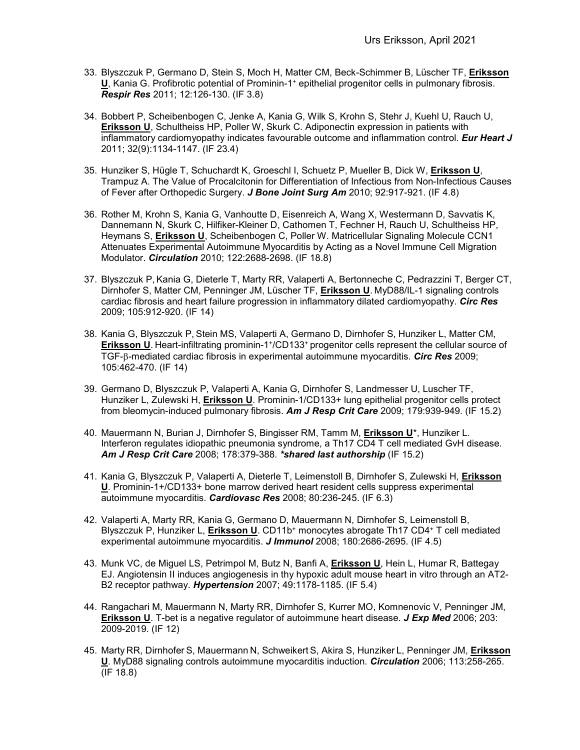33. Blyszczuk P, Germano D, Stein S, Moch H, Matter CM, Beck-Schimmer B, Lüscher TF, **Eriksson U**, Kania G. Profibrotic potential of Prominin-1$^+$ epithelial progenitor cells in pulmonary fibrosis. ***Respir Res*** 2011; 12:126-130. (IF 3.8)

34. Bobbert P, Scheibenbogen C, Jenke A, Kania G, Wilk S, Krohn S, Stehr J, Kuehl U, Rauch U, **Eriksson U**, Schultheiss HP, Poller W, Skurk C. Adiponectin expression in patients with inflammatory cardiomyopathy indicates favourable outcome and inflammation control. ***Eur Heart J*** 2011; 32(9):1134-1147. (IF 23.4)

35. Hunziker S, Hügle T, Schuchardt K, Groeschl I, Schuetz P, Mueller B, Dick W, **Eriksson U**, Trampuz A. The Value of Procalcitonin for Differentiation of Infectious from Non-Infectious Causes of Fever after Orthopedic Surgery. ***J Bone Joint Surg Am*** 2010; 92:917-921. (IF 4.8)

36. Rother M, Krohn S, Kania G, Vanhoutte D, Eisenreich A, Wang X, Westermann D, Savvatis K, Dannemann N, Skurk C, Hilfiker-Kleiner D, Cathomen T, Fechner H, Rauch U, Schultheiss HP, Heymans S, **Eriksson U**, Scheibenbogen C, Poller W. Matricellular Signaling Molecule CCN1 Attenuates Experimental Autoimmune Myocarditis by Acting as a Novel Immune Cell Migration Modulator. ***Circulation*** 2010; 122:2688-2698. (IF 18.8)

37. Blyszczuk P, Kania G, Dieterle T, Marty RR, Valaperti A, Bertonneche C, Pedrazzini T, Berger CT, Dirnhofer S, Matter CM, Penninger JM, Lüscher TF, **Eriksson U**. MyD88/IL-1 signaling controls cardiac fibrosis and heart failure progression in inflammatory dilated cardiomyopathy. ***Circ Res*** 2009; 105:912-920. (IF 14)

38. Kania G, Blyszczuk P, Stein MS, Valaperti A, Germano D, Dirnhofer S, Hunziker L, Matter CM, **Eriksson U**. Heart-infiltrating prominin-1$^+$/CD133$^+$ progenitor cells represent the cellular source of TGF-$\beta$-mediated cardiac fibrosis in experimental autoimmune myocarditis. ***Circ Res*** 2009; 105:462-470. (IF 14)

39. Germano D, Blyszczuk P, Valaperti A, Kania G, Dirnhofer S, Landmesser U, Luscher TF, Hunziker L, Zulewski H, **Eriksson U**. Prominin-1/CD133+ lung epithelial progenitor cells protect from bleomycin-induced pulmonary fibrosis. ***Am J Resp Crit Care*** 2009; 179:939-949. (IF 15.2)

40. Mauermann N, Burian J, Dirnhofer S, Bingisser RM, Tamm M, **Eriksson U***, Hunziker L. Interferon regulates idiopathic pneumonia syndrome, a Th17 CD4 T cell mediated GvH disease. ***Am J Resp Crit Care*** 2008; 178:379-388. ***shared last authorship*** (IF 15.2)

41. Kania G, Blyszczuk P, Valaperti A, Dieterle T, Leimenstoll B, Dirnhofer S, Zulewski H, **Eriksson U**. Prominin-1+/CD133+ bone marrow derived heart resident cells suppress experimental autoimmune myocarditis. ***Cardiovasc Res*** 2008; 80:236-245. (IF 6.3)

42. Valaperti A, Marty RR, Kania G, Germano D, Mauermann N, Dirnhofer S, Leimenstoll B, Blyszczuk P, Hunziker L, **Eriksson U**. CD11b$^+$ monocytes abrogate Th17 CD4$^+$ T cell mediated experimental autoimmune myocarditis. ***J Immunol*** 2008; 180:2686-2695. (IF 4.5)

43. Munk VC, de Miguel LS, Petrimpol M, Butz N, Banfi A, **Eriksson U**, Hein L, Humar R, Battegay EJ. Angiotensin II induces angiogenesis in thy hypoxic adult mouse heart in vitro through an AT2-B2 receptor pathway. ***Hypertension*** 2007; 49:1178-1185. (IF 5.4)

44. Rangachari M, Mauermann N, Marty RR, Dirnhofer S, Kurrer MO, Komnenovic V, Penninger JM, **Eriksson U**. T-bet is a negative regulator of autoimmune heart disease. ***J Exp Med*** 2006; 203: 2009-2019. (IF 12)

45. Marty RR, Dirnhofer S, Mauermann N, Schweikert S, Akira S, Hunziker L, Penninger JM, **Eriksson U**. MyD88 signaling controls autoimmune myocarditis induction. ***Circulation*** 2006; 113:258-265. (IF 18.8)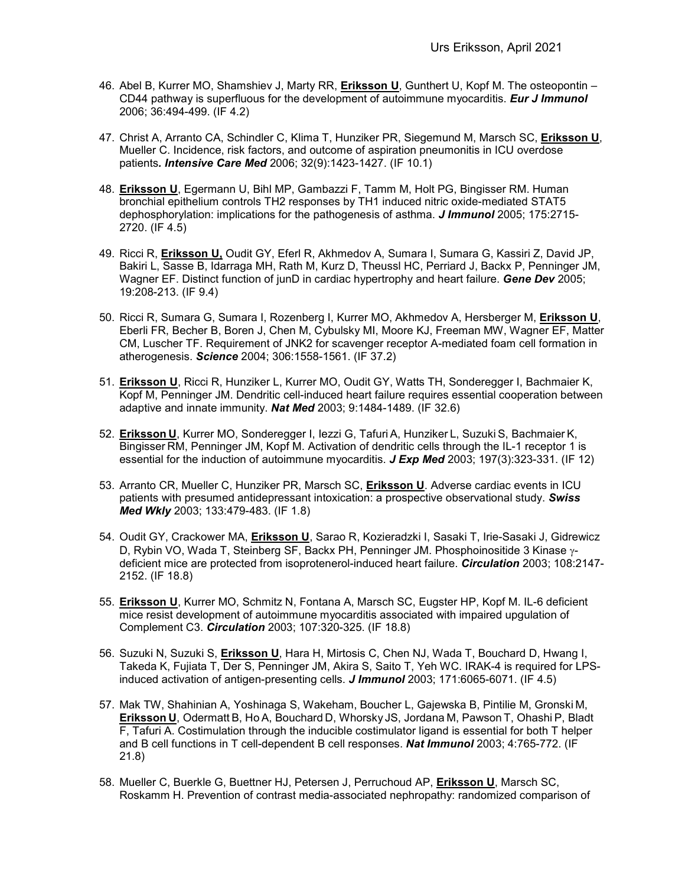46. Abel B, Kurrer MO, Shamshiev J, Marty RR, **Eriksson U**, Gunthert U, Kopf M. The osteopontin – CD44 pathway is superfluous for the development of autoimmune myocarditis. ***Eur J Immunol*** 2006; 36:494-499. (IF 4.2)

47. Christ A, Arranto CA, Schindler C, Klima T, Hunziker PR, Siegemund M, Marsch SC, **Eriksson U**, Mueller C. Incidence, risk factors, and outcome of aspiration pneumonitis in ICU overdose patients. ***Intensive Care Med*** 2006; 32(9):1423-1427. (IF 10.1)

48. **Eriksson U**, Egermann U, Bihl MP, Gambazzi F, Tamm M, Holt PG, Bingisser RM. Human bronchial epithelium controls TH2 responses by TH1 induced nitric oxide-mediated STAT5 dephosphorylation: implications for the pathogenesis of asthma. ***J Immunol*** 2005; 175:2715-2720. (IF 4.5)

49. Ricci R, **Eriksson U,** Oudit GY, Eferl R, Akhmedov A, Sumara I, Sumara G, Kassiri Z, David JP, Bakiri L, Sasse B, Idarraga MH, Rath M, Kurz D, Theussl HC, Perriard J, Backx P, Penninger JM, Wagner EF. Distinct function of junD in cardiac hypertrophy and heart failure. ***Gene Dev*** 2005; 19:208-213. (IF 9.4)

50. Ricci R, Sumara G, Sumara I, Rozenberg I, Kurrer MO, Akhmedov A, Hersberger M, **Eriksson U**, Eberli FR, Becher B, Boren J, Chen M, Cybulsky MI, Moore KJ, Freeman MW, Wagner EF, Matter CM, Luscher TF. Requirement of JNK2 for scavenger receptor A-mediated foam cell formation in atherogenesis. ***Science*** 2004; 306:1558-1561. (IF 37.2)

51. **Eriksson U**, Ricci R, Hunziker L, Kurrer MO, Oudit GY, Watts TH, Sonderegger I, Bachmaier K, Kopf M, Penninger JM. Dendritic cell-induced heart failure requires essential cooperation between adaptive and innate immunity. ***Nat Med*** 2003; 9:1484-1489. (IF 32.6)

52. **Eriksson U**, Kurrer MO, Sonderegger I, Iezzi G, Tafuri A, Hunziker L, Suzuki S, Bachmaier K, Bingisser RM, Penninger JM, Kopf M. Activation of dendritic cells through the IL-1 receptor 1 is essential for the induction of autoimmune myocarditis. ***J Exp Med*** 2003; 197(3):323-331. (IF 12)

53. Arranto CR, Mueller C, Hunziker PR, Marsch SC, **Eriksson U**. Adverse cardiac events in ICU patients with presumed antidepressant intoxication: a prospective observational study. ***Swiss Med Wkly*** 2003; 133:479-483. (IF 1.8)

54. Oudit GY, Crackower MA, **Eriksson U**, Sarao R, Kozieradzki I, Sasaki T, Irie-Sasaki J, Gidrewicz D, Rybin VO, Wada T, Steinberg SF, Backx PH, Penninger JM. Phosphoinositide 3 Kinase $\gamma$-deficient mice are protected from isoprotenerol-induced heart failure. ***Circulation*** 2003; 108:2147-2152. (IF 18.8)

55. **Eriksson U**, Kurrer MO, Schmitz N, Fontana A, Marsch SC, Eugster HP, Kopf M. IL-6 deficient mice resist development of autoimmune myocarditis associated with impaired upgulation of Complement C3. ***Circulation*** 2003; 107:320-325. (IF 18.8)

56. Suzuki N, Suzuki S, **Eriksson U**, Hara H, Mirtosis C, Chen NJ, Wada T, Bouchard D, Hwang I, Takeda K, Fujiata T, Der S, Penninger JM, Akira S, Saito T, Yeh WC. IRAK-4 is required for LPS-induced activation of antigen-presenting cells. ***J Immunol*** 2003; 171:6065-6071. (IF 4.5)

57. Mak TW, Shahinian A, Yoshinaga S, Wakeham, Boucher L, Gajewska B, Pintilie M, Gronski M, **Eriksson U**, Odermatt B, Ho A, Bouchard D, Whorsky JS, Jordana M, Pawson T, Ohashi P, Bladt F, Tafuri A. Costimulation through the inducible costimulator ligand is essential for both T helper and B cell functions in T cell-dependent B cell responses. ***Nat Immunol*** 2003; 4:765-772. (IF 21.8)

58. Mueller C, Buerkle G, Buettner HJ, Petersen J, Perruchoud AP, **Eriksson U**, Marsch SC, Roskamm H. Prevention of contrast media-associated nephropathy: randomized comparison of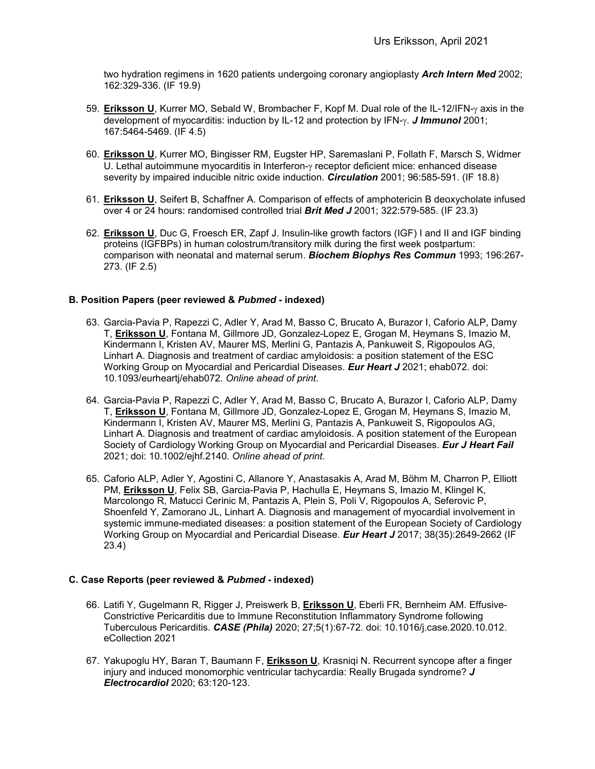two hydration regimens in 1620 patients undergoing coronary angioplasty ***Arch Intern Med*** 2002; 162:329-336. (IF 19.9)

59. **Eriksson U**, Kurrer MO, Sebald W, Brombacher F, Kopf M. Dual role of the IL-12/IFN-γ axis in the development of myocarditis: induction by IL-12 and protection by IFN-γ. ***J Immunol*** 2001; 167:5464-5469. (IF 4.5)

60. **Eriksson U**, Kurrer MO, Bingisser RM, Eugster HP, Saremaslani P, Follath F, Marsch S, Widmer U. Lethal autoimmune myocarditis in Interferon-γ receptor deficient mice: enhanced disease severity by impaired inducible nitric oxide induction. ***Circulation*** 2001; 96:585-591. (IF 18.8)

61. **Eriksson U**, Seifert B, Schaffner A. Comparison of effects of amphotericin B deoxycholate infused over 4 or 24 hours: randomised controlled trial ***Brit Med J*** 2001; 322:579-585. (IF 23.3)

62. **Eriksson U**, Duc G, Froesch ER, Zapf J. Insulin-like growth factors (IGF) I and II and IGF binding proteins (IGFBPs) in human colostrum/transitory milk during the first week postpartum: comparison with neonatal and maternal serum. ***Biochem Biophys Res Commun*** 1993; 196:267-273. (IF 2.5)

### B. Position Papers (peer reviewed & *Pubmed* - indexed)

63. Garcia-Pavia P, Rapezzi C, Adler Y, Arad M, Basso C, Brucato A, Burazor I, Caforio ALP, Damy T, **Eriksson U**, Fontana M, Gillmore JD, Gonzalez-Lopez E, Grogan M, Heymans S, Imazio M, Kindermann I, Kristen AV, Maurer MS, Merlini G, Pantazis A, Pankuweit S, Rigopoulos AG, Linhart A. Diagnosis and treatment of cardiac amyloidosis: a position statement of the ESC Working Group on Myocardial and Pericardial Diseases. ***Eur Heart J*** 2021; ehab072. doi: 10.1093/eurheartj/ehab072. *Online ahead of print*.

64. Garcia-Pavia P, Rapezzi C, Adler Y, Arad M, Basso C, Brucato A, Burazor I, Caforio ALP, Damy T, **Eriksson U**, Fontana M, Gillmore JD, Gonzalez-Lopez E, Grogan M, Heymans S, Imazio M, Kindermann I, Kristen AV, Maurer MS, Merlini G, Pantazis A, Pankuweit S, Rigopoulos AG, Linhart A. Diagnosis and treatment of cardiac amyloidosis. A position statement of the European Society of Cardiology Working Group on Myocardial and Pericardial Diseases. ***Eur J Heart Fail*** 2021; doi: 10.1002/ejhf.2140. *Online ahead of print.*

65. Caforio ALP, Adler Y, Agostini C, Allanore Y, Anastasakis A, Arad M, Böhm M, Charron P, Elliott PM, **Eriksson U**, Felix SB, Garcia-Pavia P, Hachulla E, Heymans S, Imazio M, Klingel K, Marcolongo R, Matucci Cerinic M, Pantazis A, Plein S, Poli V, Rigopoulos A, Seferovic P, Shoenfeld Y, Zamorano JL, Linhart A. Diagnosis and management of myocardial involvement in systemic immune-mediated diseases: a position statement of the European Society of Cardiology Working Group on Myocardial and Pericardial Disease. ***Eur Heart J*** 2017; 38(35):2649-2662 (IF 23.4)

### C. Case Reports (peer reviewed & *Pubmed* - indexed)

66. Latifi Y, Gugelmann R, Rigger J, Preiswerk B, **Eriksson U**, Eberli FR, Bernheim AM. Effusive-Constrictive Pericarditis due to Immune Reconstitution Inflammatory Syndrome following Tuberculous Pericarditis. ***CASE (Phila)*** 2020; 27;5(1):67-72. doi: 10.1016/j.case.2020.10.012. eCollection 2021

67. Yakupoglu HY, Baran T, Baumann F, **Eriksson U**, Krasniqi N. Recurrent syncope after a finger injury and induced monomorphic ventricular tachycardia: Really Brugada syndrome? ***J Electrocardiol*** 2020; 63:120-123.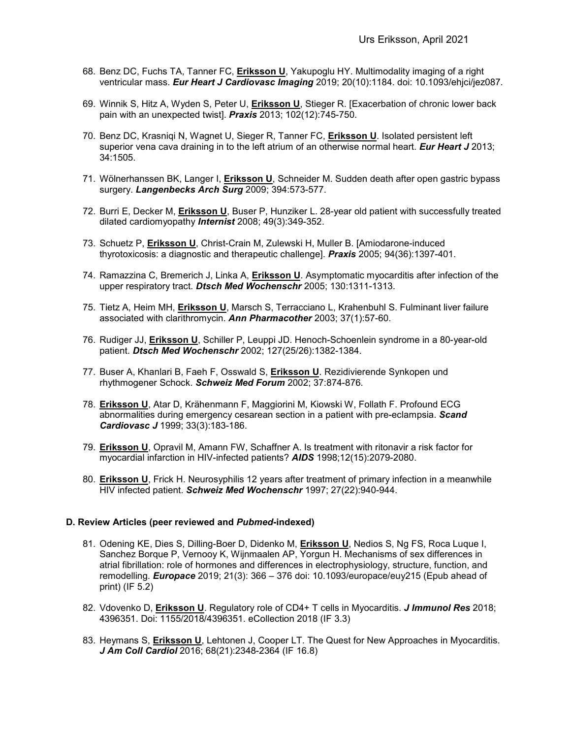68. Benz DC, Fuchs TA, Tanner FC, **Eriksson U**, Yakupoglu HY. Multimodality imaging of a right ventricular mass. ***Eur Heart J Cardiovasc Imaging*** 2019; 20(10):1184. doi: 10.1093/ehjci/jez087.

69. Winnik S, Hitz A, Wyden S, Peter U, **Eriksson U**, Stieger R. [Exacerbation of chronic lower back pain with an unexpected twist]. ***Praxis*** 2013; 102(12):745-750.

70. Benz DC, Krasniqi N, Wagnet U, Sieger R, Tanner FC, **Eriksson U**. Isolated persistent left superior vena cava draining in to the left atrium of an otherwise normal heart. ***Eur Heart J*** 2013; 34:1505.

71. Wölnerhanssen BK, Langer I, **Eriksson U**, Schneider M. Sudden death after open gastric bypass surgery. ***Langenbecks Arch Surg*** 2009; 394:573-577.

72. Burri E, Decker M, **Eriksson U**, Buser P, Hunziker L. 28-year old patient with successfully treated dilated cardiomyopathy ***Internist*** 2008; 49(3):349-352.

73. Schuetz P, **Eriksson U**, Christ-Crain M, Zulewski H, Muller B. [Amiodarone-induced thyrotoxicosis: a diagnostic and therapeutic challenge]. ***Praxis*** 2005; 94(36):1397-401.

74. Ramazzina C, Bremerich J, Linka A, **Eriksson U**. Asymptomatic myocarditis after infection of the upper respiratory tract. ***Dtsch Med Wochenschr*** 2005; 130:1311-1313.

75. Tietz A, Heim MH, **Eriksson U**, Marsch S, Terracciano L, Krahenbuhl S. Fulminant liver failure associated with clarithromycin. ***Ann Pharmacother*** 2003; 37(1):57-60.

76. Rudiger JJ, **Eriksson U**, Schiller P, Leuppi JD. Henoch-Schoenlein syndrome in a 80-year-old patient. ***Dtsch Med Wochenschr*** 2002; 127(25/26):1382-1384.

77. Buser A, Khanlari B, Faeh F, Osswald S, **Eriksson U**. Rezidivierende Synkopen und rhythmogener Schock. ***Schweiz Med Forum*** 2002; 37:874-876.

78. **Eriksson U**, Atar D, Krähenmann F, Maggiorini M, Kiowski W, Follath F. Profound ECG abnormalities during emergency cesarean section in a patient with pre-eclampsia. ***Scand Cardiovasc J*** 1999; 33(3):183-186.

79. **Eriksson U**, Opravil M, Amann FW, Schaffner A. Is treatment with ritonavir a risk factor for myocardial infarction in HIV-infected patients? ***AIDS*** 1998;12(15):2079-2080.

80. **Eriksson U**, Frick H. Neurosyphilis 12 years after treatment of primary infection in a meanwhile HIV infected patient. ***Schweiz Med Wochenschr*** 1997; 27(22):940-944.

### D. Review Articles (peer reviewed and *Pubmed*-indexed)

81. Odening KE, Dies S, Dilling-Boer D, Didenko M, **Eriksson U**, Nedios S, Ng FS, Roca Luque I, Sanchez Borque P, Vernooy K, Wijnmaalen AP, Yorgun H. Mechanisms of sex differences in atrial fibrillation: role of hormones and differences in electrophysiology, structure, function, and remodelling. ***Europace*** 2019; 21(3): 366 – 376 doi: 10.1093/europace/euy215 (Epub ahead of print) (IF 5.2)

82. Vdovenko D, **Eriksson U**. Regulatory role of CD4+ T cells in Myocarditis. ***J Immunol Res*** 2018; 4396351. Doi: 1155/2018/4396351. eCollection 2018 (IF 3.3)

83. Heymans S, **Eriksson U**, Lehtonen J, Cooper LT. The Quest for New Approaches in Myocarditis. ***J Am Coll Cardiol*** 2016; 68(21):2348-2364 (IF 16.8)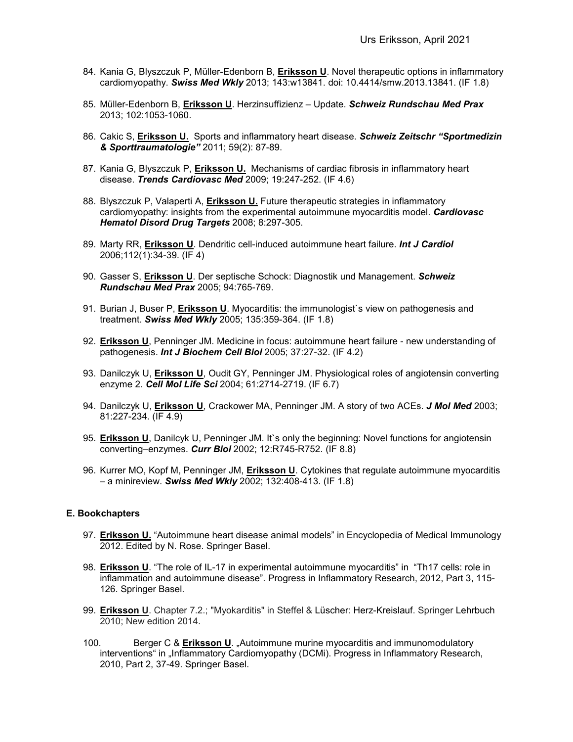84. Kania G, Blyszczuk P, Müller-Edenborn B, **Eriksson U**. Novel therapeutic options in inflammatory cardiomyopathy. ***Swiss Med Wkly*** 2013; 143:w13841. doi: 10.4414/smw.2013.13841. (IF 1.8)

85. Müller-Edenborn B, **Eriksson U**. Herzinsuffizienz – Update. ***Schweiz Rundschau Med Prax*** 2013; 102:1053-1060.

86. Cakic S, **Eriksson U.** Sports and inflammatory heart disease. ***Schweiz Zeitschr "Sportmedizin & Sporttraumatologie"*** 2011; 59(2): 87-89.

87. Kania G, Blyszczuk P, **Eriksson U.** Mechanisms of cardiac fibrosis in inflammatory heart disease. ***Trends Cardiovasc Med*** 2009; 19:247-252. (IF 4.6)

88. Blyszczuk P, Valaperti A, **Eriksson U.** Future therapeutic strategies in inflammatory cardiomyopathy: insights from the experimental autoimmune myocarditis model. ***Cardiovasc Hematol Disord Drug Targets*** 2008; 8:297-305.

89. Marty RR, **Eriksson U**. Dendritic cell-induced autoimmune heart failure. ***Int J Cardiol*** 2006;112(1):34-39. (IF 4)

90. Gasser S, **Eriksson U**. Der septische Schock: Diagnostik und Management. ***Schweiz Rundschau Med Prax*** 2005; 94:765-769.

91. Burian J, Buser P, **Eriksson U**. Myocarditis: the immunologist`s view on pathogenesis and treatment. ***Swiss Med Wkly*** 2005; 135:359-364. (IF 1.8)

92. **Eriksson U**, Penninger JM. Medicine in focus: autoimmune heart failure - new understanding of pathogenesis. ***Int J Biochem Cell Biol*** 2005; 37:27-32. (IF 4.2)

93. Danilczyk U, **Eriksson U**, Oudit GY, Penninger JM. Physiological roles of angiotensin converting enzyme 2. ***Cell Mol Life Sci*** 2004; 61:2714-2719. (IF 6.7)

94. Danilczyk U, **Eriksson U**, Crackower MA, Penninger JM. A story of two ACEs. ***J Mol Med*** 2003; 81:227-234. (IF 4.9)

95. **Eriksson U**, Danilcyk U, Penninger JM. It`s only the beginning: Novel functions for angiotensin converting–enzymes. ***Curr Biol*** 2002; 12:R745-R752. (IF 8.8)

96. Kurrer MO, Kopf M, Penninger JM, **Eriksson U**. Cytokines that regulate autoimmune myocarditis – a minireview. ***Swiss Med Wkly*** 2002; 132:408-413. (IF 1.8)

**E. Bookchapters**

97. **Eriksson U.** "Autoimmune heart disease animal models" in Encyclopedia of Medical Immunology 2012. Edited by N. Rose. Springer Basel.

98. **Eriksson U**. "The role of IL-17 in experimental autoimmune myocarditis" in "Th17 cells: role in inflammation and autoimmune disease". Progress in Inflammatory Research, 2012, Part 3, 115-126. Springer Basel.

99. **Eriksson U**. Chapter 7.2.; "Myokarditis" in Steffel & Lüscher: Herz-Kreislauf. Springer Lehrbuch 2010; New edition 2014.

100. Berger C & **Eriksson U**. „Autoimmune murine myocarditis and immunomodulatory interventions" in „Inflammatory Cardiomyopathy (DCMi). Progress in Inflammatory Research, 2010, Part 2, 37-49. Springer Basel.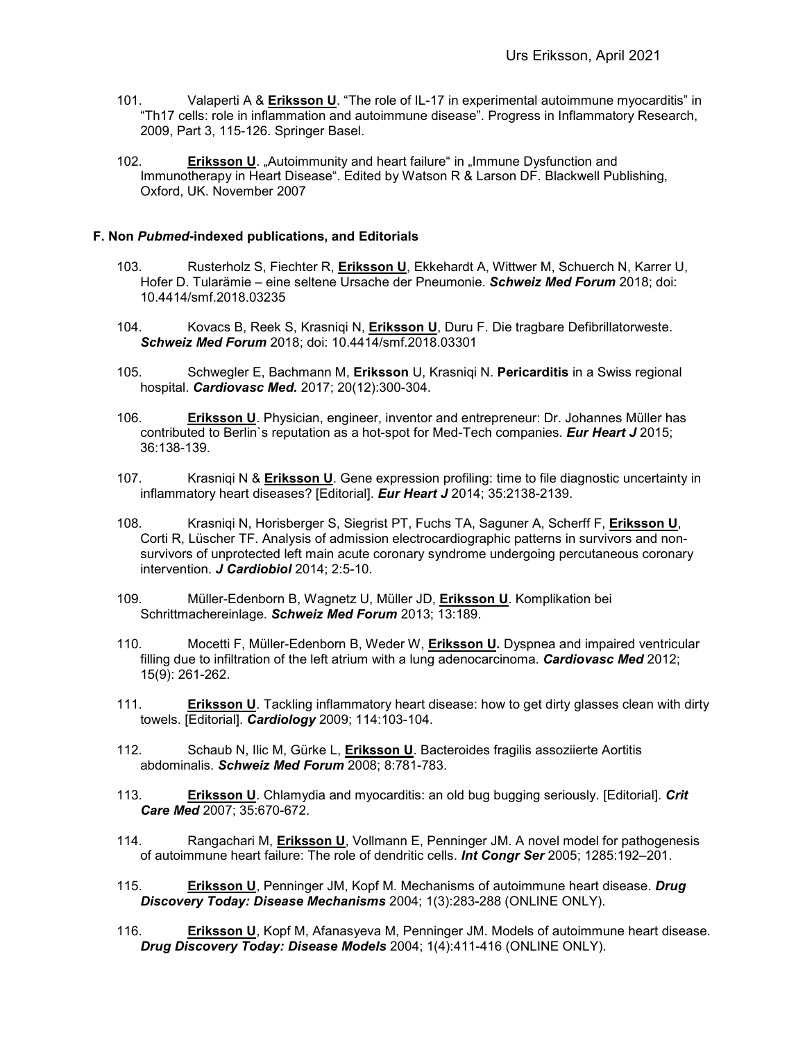101. Valaperti A & **Eriksson U**. "The role of IL-17 in experimental autoimmune myocarditis" in "Th17 cells: role in inflammation and autoimmune disease". Progress in Inflammatory Research, 2009, Part 3, 115-126. Springer Basel.

102. **Eriksson U**. „Autoimmunity and heart failure" in „Immune Dysfunction and Immunotherapy in Heart Disease". Edited by Watson R & Larson DF. Blackwell Publishing, Oxford, UK. November 2007

### F. Non *Pubmed*-indexed publications, and Editorials

103. Rusterholz S, Fiechter R, **Eriksson U**, Ekkehardt A, Wittwer M, Schuerch N, Karrer U, Hofer D. Tularämie – eine seltene Ursache der Pneumonie. ***Schweiz Med Forum*** 2018; doi: 10.4414/smf.2018.03235

104. Kovacs B, Reek S, Krasniqi N, **Eriksson U**, Duru F. Die tragbare Defibrillatorweste. ***Schweiz Med Forum*** 2018; doi: 10.4414/smf.2018.03301

105. Schwegler E, Bachmann M, **Eriksson** U, Krasniqi N. **Pericarditis** in a Swiss regional hospital. ***Cardiovasc Med.*** 2017; 20(12):300-304.

106. **Eriksson U**. Physician, engineer, inventor and entrepreneur: Dr. Johannes Müller has contributed to Berlin`s reputation as a hot-spot for Med-Tech companies. ***Eur Heart J*** 2015; 36:138-139.

107. Krasniqi N & **Eriksson U**. Gene expression profiling: time to file diagnostic uncertainty in inflammatory heart diseases? [Editorial]. ***Eur Heart J*** 2014; 35:2138-2139.

108. Krasniqi N, Horisberger S, Siegrist PT, Fuchs TA, Saguner A, Scherff F, **Eriksson U**, Corti R, Lüscher TF. Analysis of admission electrocardiographic patterns in survivors and non-survivors of unprotected left main acute coronary syndrome undergoing percutaneous coronary intervention. ***J Cardiobiol*** 2014; 2:5-10.

109. Müller-Edenborn B, Wagnetz U, Müller JD, **Eriksson U**. Komplikation bei Schrittmachereinlage. ***Schweiz Med Forum*** 2013; 13:189.

110. Mocetti F, Müller-Edenborn B, Weder W, **Eriksson U.** Dyspnea and impaired ventricular filling due to infiltration of the left atrium with a lung adenocarcinoma. ***Cardiovasc Med*** 2012; 15(9): 261-262.

111. **Eriksson U**. Tackling inflammatory heart disease: how to get dirty glasses clean with dirty towels. [Editorial]. ***Cardiology*** 2009; 114:103-104.

112. Schaub N, Ilic M, Gürke L, **Eriksson U**. Bacteroides fragilis assoziierte Aortitis abdominalis. ***Schweiz Med Forum*** 2008; 8:781-783.

113. **Eriksson U**. Chlamydia and myocarditis: an old bug bugging seriously. [Editorial]. ***Crit Care Med*** 2007; 35:670-672.

114. Rangachari M, **Eriksson U**, Vollmann E, Penninger JM. A novel model for pathogenesis of autoimmune heart failure: The role of dendritic cells. ***Int Congr Ser*** 2005; 1285:192–201.

115. **Eriksson U**, Penninger JM, Kopf M. Mechanisms of autoimmune heart disease. ***Drug Discovery Today: Disease Mechanisms*** 2004; 1(3):283-288 (ONLINE ONLY).

116. **Eriksson U**, Kopf M, Afanasyeva M, Penninger JM. Models of autoimmune heart disease. ***Drug Discovery Today: Disease Models*** 2004; 1(4):411-416 (ONLINE ONLY).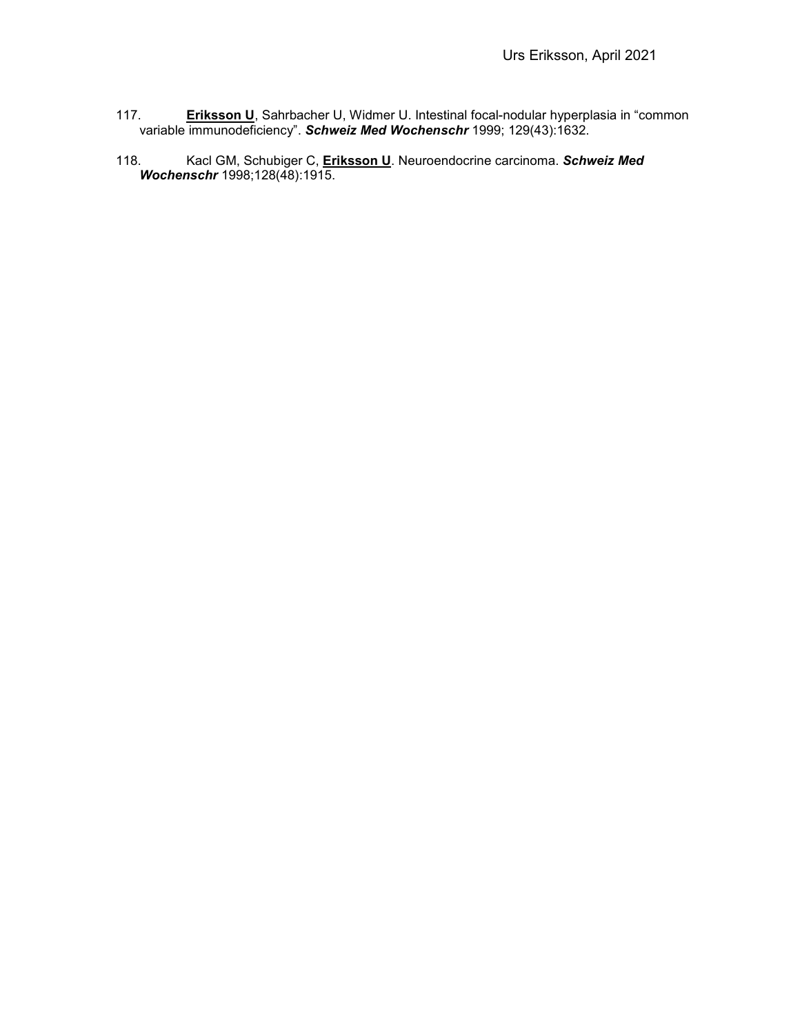117. **Eriksson U**, Sahrbacher U, Widmer U. Intestinal focal-nodular hyperplasia in “common variable immunodeficiency”. ***Schweiz Med Wochenschr*** 1999; 129(43):1632.

118. Kacl GM, Schubiger C, **Eriksson U**. Neuroendocrine carcinoma. ***Schweiz Med Wochenschr*** 1998;128(48):1915.